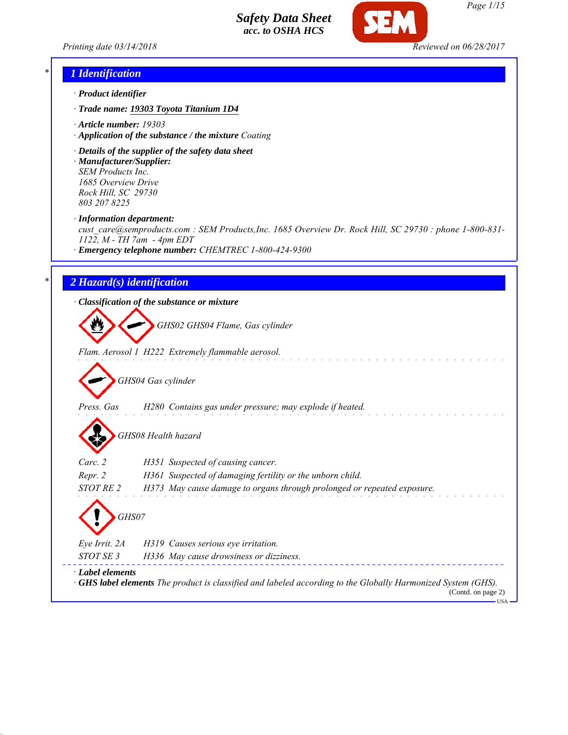# Safety Data Sheet
## acc. to OSHA HCS

Printing date 03/14/2018 Reviewed on 06/28/2017

## 1 Identification

· **Product identifier**

· **Trade name:** **19303 Toyota Titanium 1D4**

· **Article number:** 19303

· **Application of the substance / the mixture** Coating

· **Details of the supplier of the safety data sheet**

· **Manufacturer/Supplier:**
SEM Products Inc.
1685 Overview Drive
Rock Hill, SC 29730
803 207 8225

· **Information department:**
cust_care@semproducts.com : SEM Products,Inc. 1685 Overview Dr. Rock Hill, SC 29730 : phone 1-800-831-1122, M - TH 7am - 4pm EDT

· **Emergency telephone number:** CHEMTREC 1-800-424-9300

## 2 Hazard(s) identification

· **Classification of the substance or mixture**

GHS02 GHS04 Flame, Gas cylinder

Flam. Aerosol 1 H222 Extremely flammable aerosol.

GHS04 Gas cylinder

Press. Gas H280 Contains gas under pressure; may explode if heated.

GHS08 Health hazard

Carc. 2 H351 Suspected of causing cancer.
Repr. 2 H361 Suspected of damaging fertility or the unborn child.
STOT RE 2 H373 May cause damage to organs through prolonged or repeated exposure.

GHS07

Eye Irrit. 2A H319 Causes serious eye irritation.
STOT SE 3 H336 May cause drowsiness or dizziness.

· **Label elements**

· **GHS label elements** The product is classified and labeled according to the Globally Harmonized System (GHS).

(Contd. on page 2)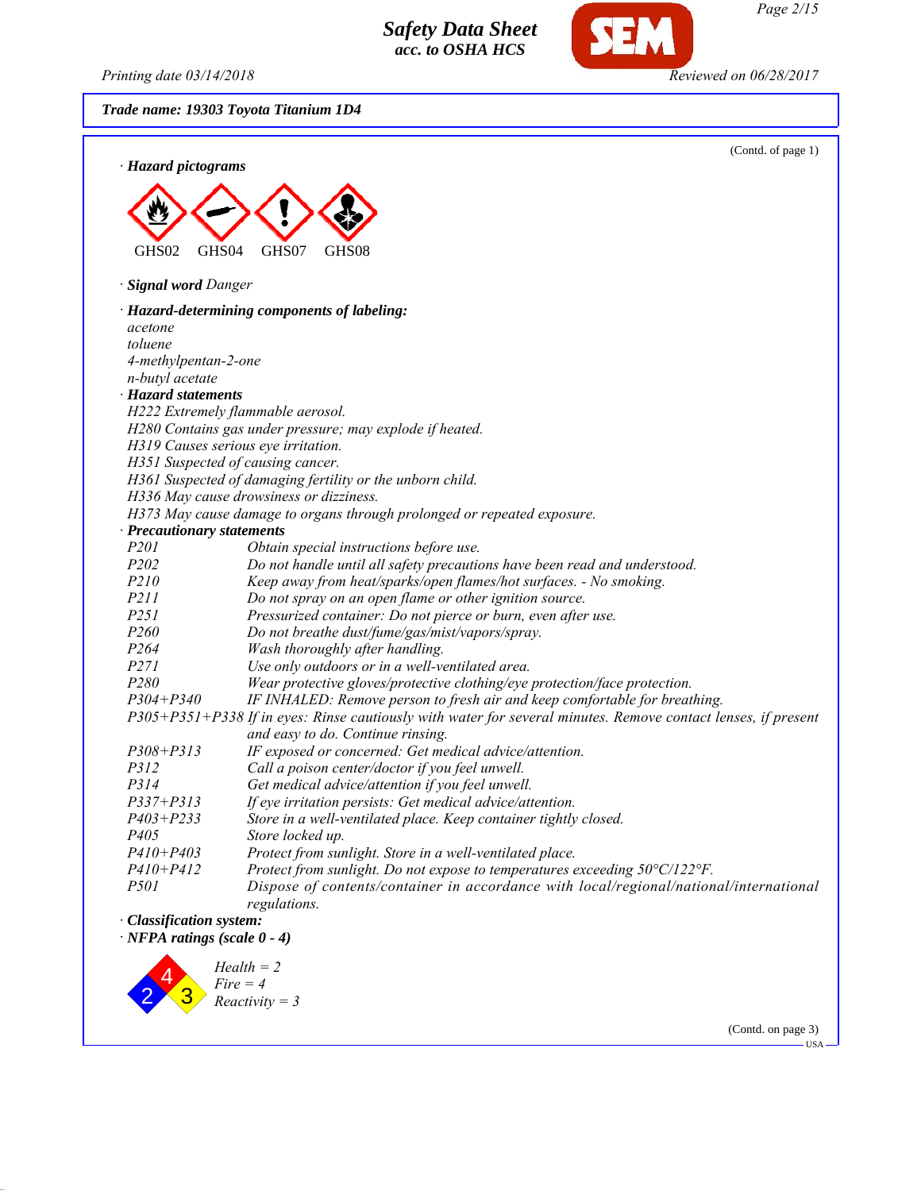**Trade name: 19303 Toyota Titanium 1D4**

(Contd. of page 1)

· **Hazard pictograms**

GHS02 GHS04 GHS07 GHS08

· **Signal word** Danger

· **Hazard-determining components of labeling:**
acetone
toluene
4-methylpentan-2-one
n-butyl acetate

· **Hazard statements**
H222 Extremely flammable aerosol.
H280 Contains gas under pressure; may explode if heated.
H319 Causes serious eye irritation.
H351 Suspected of causing cancer.
H361 Suspected of damaging fertility or the unborn child.
H336 May cause drowsiness or dizziness.
H373 May cause damage to organs through prolonged or repeated exposure.

· **Precautionary statements**

| | |
|---|---|
| P201 | Obtain special instructions before use. |
| P202 | Do not handle until all safety precautions have been read and understood. |
| P210 | Keep away from heat/sparks/open flames/hot surfaces. - No smoking. |
| P211 | Do not spray on an open flame or other ignition source. |
| P251 | Pressurized container: Do not pierce or burn, even after use. |
| P260 | Do not breathe dust/fume/gas/mist/vapors/spray. |
| P264 | Wash thoroughly after handling. |
| P271 | Use only outdoors or in a well-ventilated area. |
| P280 | Wear protective gloves/protective clothing/eye protection/face protection. |
| P304+P340 | IF INHALED: Remove person to fresh air and keep comfortable for breathing. |
| P305+P351+P338 | If in eyes: Rinse cautiously with water for several minutes. Remove contact lenses, if present and easy to do. Continue rinsing. |
| P308+P313 | IF exposed or concerned: Get medical advice/attention. |
| P312 | Call a poison center/doctor if you feel unwell. |
| P314 | Get medical advice/attention if you feel unwell. |
| P337+P313 | If eye irritation persists: Get medical advice/attention. |
| P403+P233 | Store in a well-ventilated place. Keep container tightly closed. |
| P405 | Store locked up. |
| P410+P403 | Protect from sunlight. Store in a well-ventilated place. |
| P410+P412 | Protect from sunlight. Do not expose to temperatures exceeding 50°C/122°F. |
| P501 | Dispose of contents/container in accordance with local/regional/national/international regulations. |

· **Classification system:**

· **NFPA ratings (scale 0 - 4)**

Health = 2
Fire = 4
Reactivity = 3

(Contd. on page 3)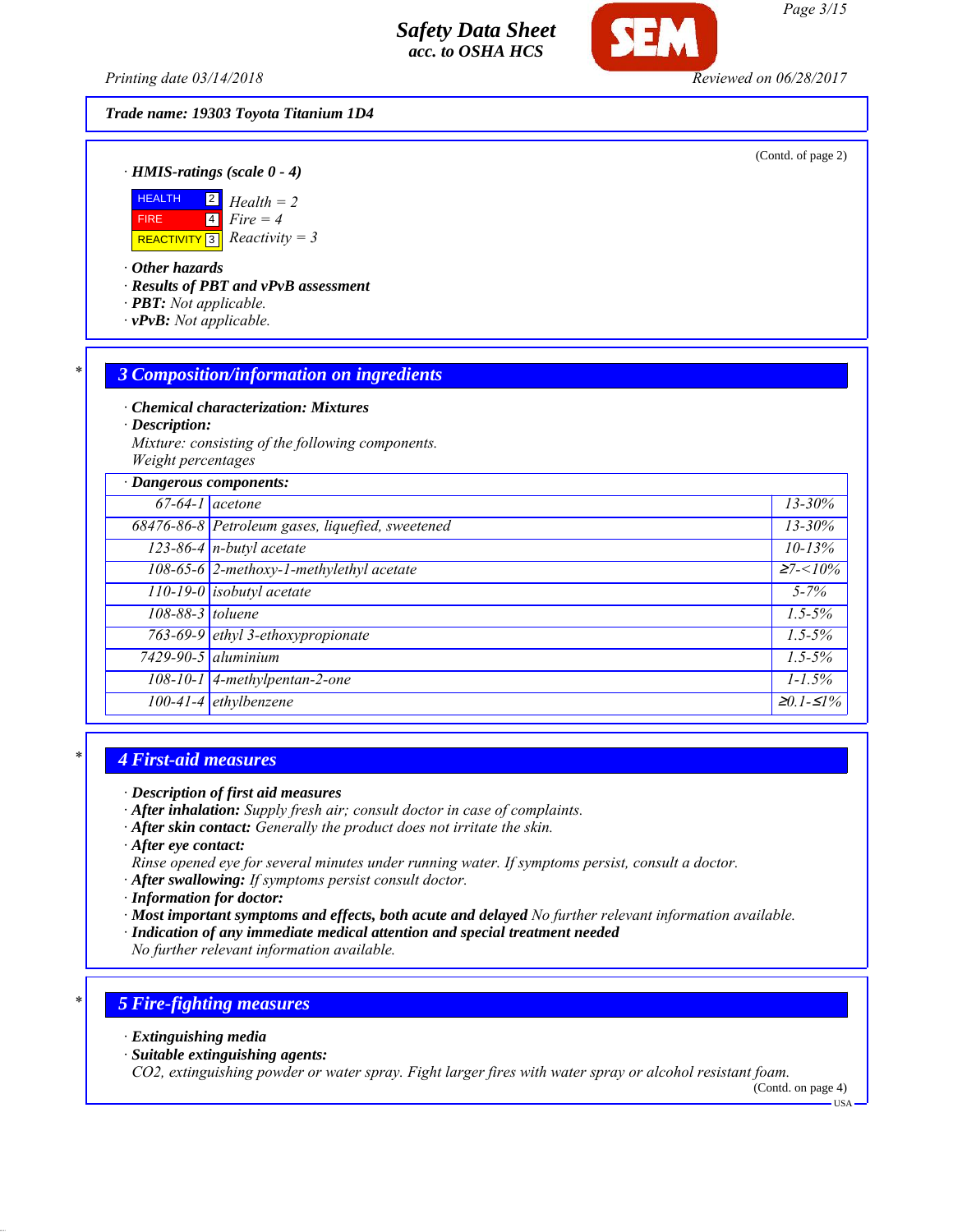**Trade name: 19303 Toyota Titanium 1D4**

(Contd. of page 2)

· **HMIS-ratings (scale 0 - 4)**

| | | |
|---|---|---|
| HEALTH | 2 | Health = 2 |
| FIRE | 4 | Fire = 4 |
| REACTIVITY | 3 | Reactivity = 3 |

· **Other hazards**
· **Results of PBT and vPvB assessment**
· **PBT:** *Not applicable.*
· **vPvB:** *Not applicable.*

## 3 Composition/information on ingredients

· **Chemical characterization: Mixtures**
· **Description:**
*Mixture: consisting of the following components.*
*Weight percentages*

· **Dangerous components:**

| CAS | Component | % |
|---|---|---|
| 67-64-1 | acetone | 13-30% |
| 68476-86-8 | Petroleum gases, liquefied, sweetened | 13-30% |
| 123-86-4 | n-butyl acetate | 10-13% |
| 108-65-6 | 2-methoxy-1-methylethyl acetate | ≥7-<10% |
| 110-19-0 | isobutyl acetate | 5-7% |
| 108-88-3 | toluene | 1.5-5% |
| 763-69-9 | ethyl 3-ethoxypropionate | 1.5-5% |
| 7429-90-5 | aluminium | 1.5-5% |
| 108-10-1 | 4-methylpentan-2-one | 1-1.5% |
| 100-41-4 | ethylbenzene | ≥0.1-≤1% |

## 4 First-aid measures

· **Description of first aid measures**
· **After inhalation:** *Supply fresh air; consult doctor in case of complaints.*
· **After skin contact:** *Generally the product does not irritate the skin.*
· **After eye contact:**
*Rinse opened eye for several minutes under running water. If symptoms persist, consult a doctor.*
· **After swallowing:** *If symptoms persist consult doctor.*
· **Information for doctor:**
· **Most important symptoms and effects, both acute and delayed** *No further relevant information available.*
· **Indication of any immediate medical attention and special treatment needed**
*No further relevant information available.*

## 5 Fire-fighting measures

· **Extinguishing media**
· **Suitable extinguishing agents:**
*$CO_2$, extinguishing powder or water spray. Fight larger fires with water spray or alcohol resistant foam.*

(Contd. on page 4)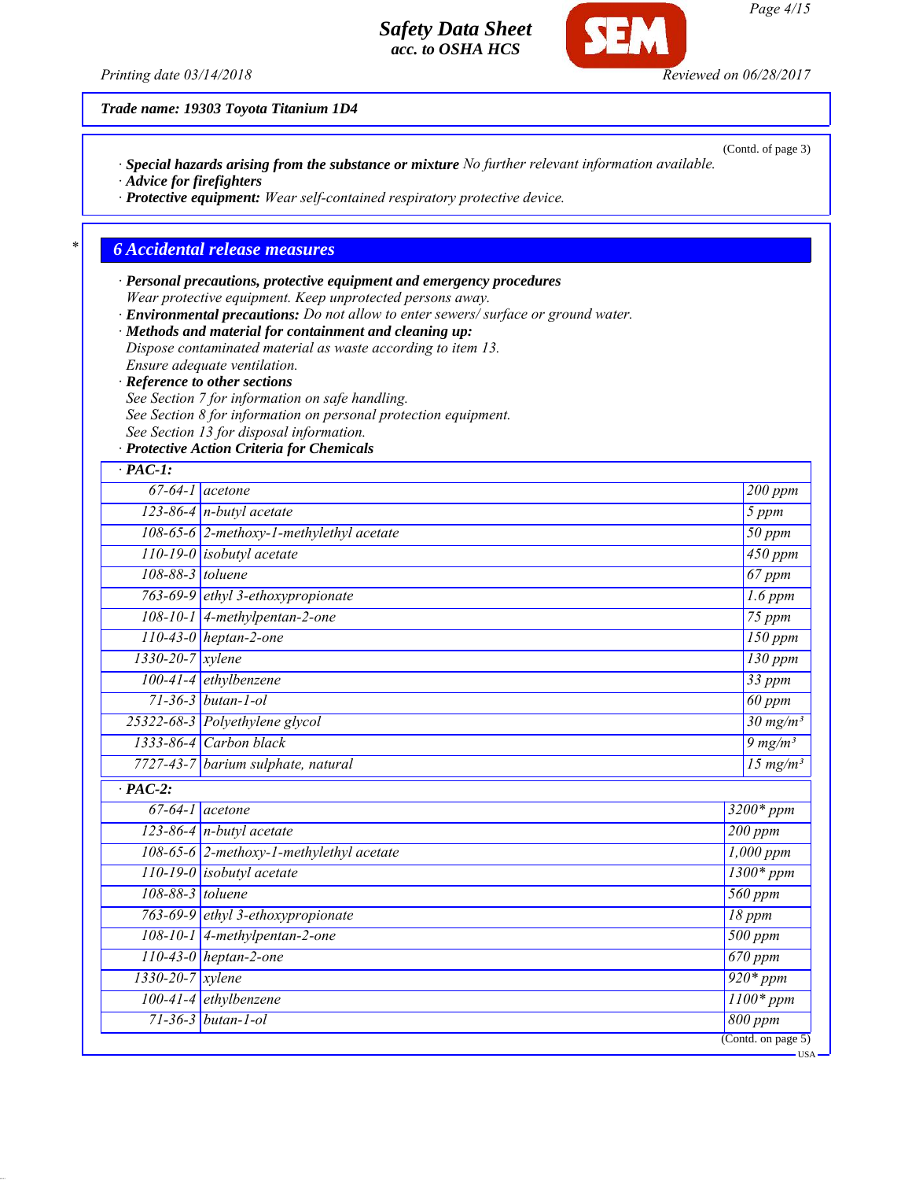Trade name: 19303 Toyota Titanium 1D4

(Contd. of page 3)

· **Special hazards arising from the substance or mixture** *No further relevant information available.*
· **Advice for firefighters**
· **Protective equipment:** *Wear self-contained respiratory protective device.*

## 6 Accidental release measures

· **Personal precautions, protective equipment and emergency procedures**
*Wear protective equipment. Keep unprotected persons away.*
· **Environmental precautions:** *Do not allow to enter sewers/ surface or ground water.*
· **Methods and material for containment and cleaning up:**
*Dispose contaminated material as waste according to item 13.*
*Ensure adequate ventilation.*
· **Reference to other sections**
*See Section 7 for information on safe handling.*
*See Section 8 for information on personal protection equipment.*
*See Section 13 for disposal information.*
· **Protective Action Criteria for Chemicals**

| · PAC-1: | | |
|---|---|---|
| 67-64-1 | acetone | 200 ppm |
| 123-86-4 | n-butyl acetate | 5 ppm |
| 108-65-6 | 2-methoxy-1-methylethyl acetate | 50 ppm |
| 110-19-0 | isobutyl acetate | 450 ppm |
| 108-88-3 | toluene | 67 ppm |
| 763-69-9 | ethyl 3-ethoxypropionate | 1.6 ppm |
| 108-10-1 | 4-methylpentan-2-one | 75 ppm |
| 110-43-0 | heptan-2-one | 150 ppm |
| 1330-20-7 | xylene | 130 ppm |
| 100-41-4 | ethylbenzene | 33 ppm |
| 71-36-3 | butan-1-ol | 60 ppm |
| 25322-68-3 | Polyethylene glycol | 30 mg/m³ |
| 1333-86-4 | Carbon black | 9 mg/m³ |
| 7727-43-7 | barium sulphate, natural | 15 mg/m³ |

| · PAC-2: | | |
|---|---|---|
| 67-64-1 | acetone | 3200* ppm |
| 123-86-4 | n-butyl acetate | 200 ppm |
| 108-65-6 | 2-methoxy-1-methylethyl acetate | 1,000 ppm |
| 110-19-0 | isobutyl acetate | 1300* ppm |
| 108-88-3 | toluene | 560 ppm |
| 763-69-9 | ethyl 3-ethoxypropionate | 18 ppm |
| 108-10-1 | 4-methylpentan-2-one | 500 ppm |
| 110-43-0 | heptan-2-one | 670 ppm |
| 1330-20-7 | xylene | 920* ppm |
| 100-41-4 | ethylbenzene | 1100* ppm |
| 71-36-3 | butan-1-ol | 800 ppm |

(Contd. on page 5)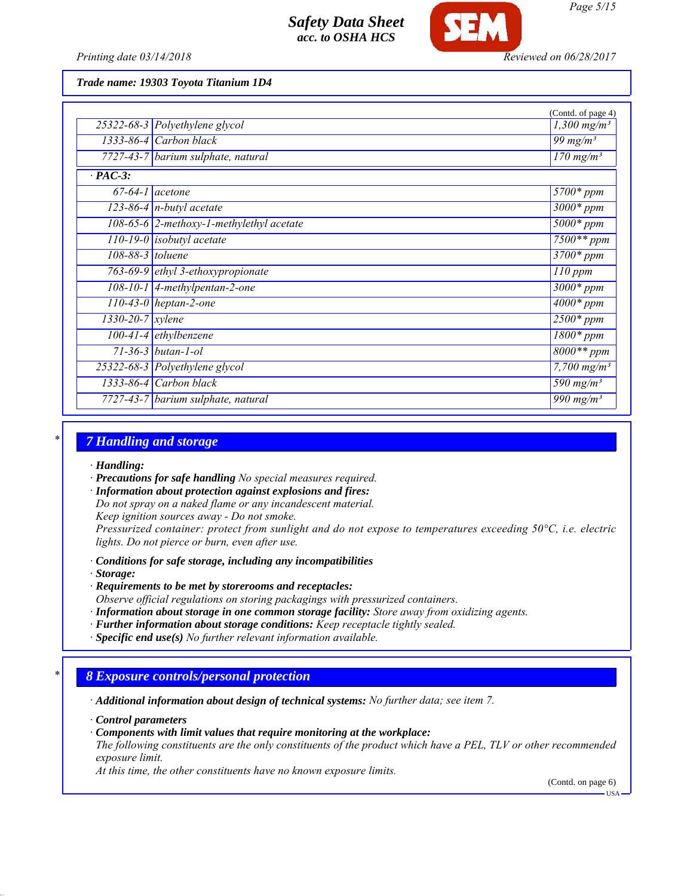Trade name: 19303 Toyota Titanium 1D4

(Contd. of page 4)

| | | |
|---|---|---|
| 25322-68-3 | Polyethylene glycol | 1,300 mg/m³ |
| 1333-86-4 | Carbon black | 99 mg/m³ |
| 7727-43-7 | barium sulphate, natural | 170 mg/m³ |
| · **PAC-3:** | | |
| 67-64-1 | acetone | 5700* ppm |
| 123-86-4 | n-butyl acetate | 3000* ppm |
| 108-65-6 | 2-methoxy-1-methylethyl acetate | 5000* ppm |
| 110-19-0 | isobutyl acetate | 7500** ppm |
| 108-88-3 | toluene | 3700* ppm |
| 763-69-9 | ethyl 3-ethoxypropionate | 110 ppm |
| 108-10-1 | 4-methylpentan-2-one | 3000* ppm |
| 110-43-0 | heptan-2-one | 4000* ppm |
| 1330-20-7 | xylene | 2500* ppm |
| 100-41-4 | ethylbenzene | 1800* ppm |
| 71-36-3 | butan-1-ol | 8000** ppm |
| 25322-68-3 | Polyethylene glycol | 7,700 mg/m³ |
| 1333-86-4 | Carbon black | 590 mg/m³ |
| 7727-43-7 | barium sulphate, natural | 990 mg/m³ |

## 7 Handling and storage

· **Handling:**
· **Precautions for safe handling** No special measures required.
· **Information about protection against explosions and fires:**
Do not spray on a naked flame or any incandescent material.
Keep ignition sources away - Do not smoke.
Pressurized container: protect from sunlight and do not expose to temperatures exceeding 50°C, i.e. electric lights. Do not pierce or burn, even after use.

· **Conditions for safe storage, including any incompatibilities**
· **Storage:**
· **Requirements to be met by storerooms and receptacles:**
Observe official regulations on storing packagings with pressurized containers.
· **Information about storage in one common storage facility:** Store away from oxidizing agents.
· **Further information about storage conditions:** Keep receptacle tightly sealed.
· **Specific end use(s)** No further relevant information available.

## 8 Exposure controls/personal protection

· **Additional information about design of technical systems:** No further data; see item 7.

· **Control parameters**
· **Components with limit values that require monitoring at the workplace:**
The following constituents are the only constituents of the product which have a PEL, TLV or other recommended exposure limit.
At this time, the other constituents have no known exposure limits.

(Contd. on page 6)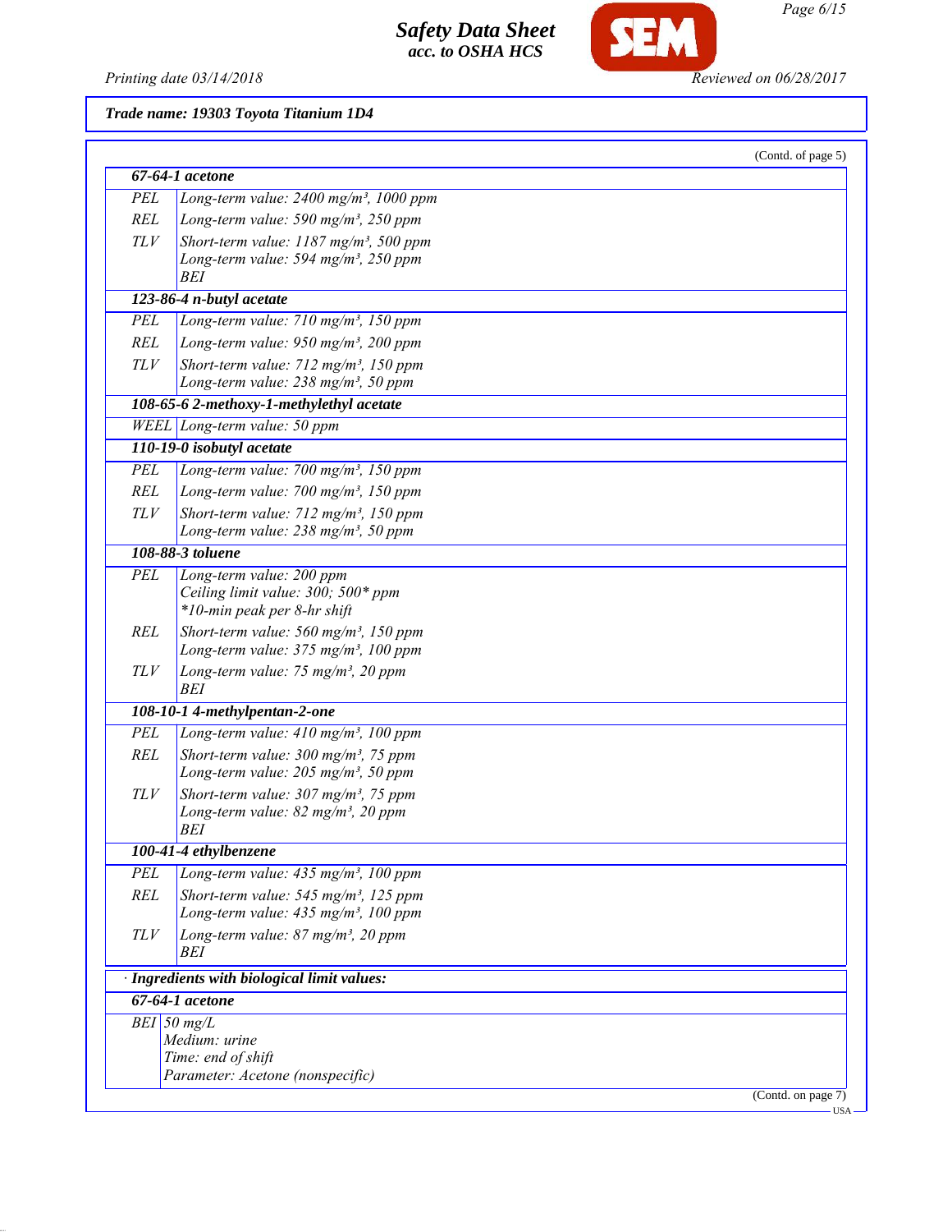**Trade name: 19303 Toyota Titanium 1D4**

(Contd. of page 5)

| **67-64-1 acetone** | |
|---|---|
| PEL | Long-term value: 2400 mg/m³, 1000 ppm |
| REL | Long-term value: 590 mg/m³, 250 ppm |
| TLV | Short-term value: 1187 mg/m³, 500 ppm<br>Long-term value: 594 mg/m³, 250 ppm<br>BEI |
| **123-86-4 n-butyl acetate** | |
| PEL | Long-term value: 710 mg/m³, 150 ppm |
| REL | Long-term value: 950 mg/m³, 200 ppm |
| TLV | Short-term value: 712 mg/m³, 150 ppm<br>Long-term value: 238 mg/m³, 50 ppm |
| **108-65-6 2-methoxy-1-methylethyl acetate** | |
| WEEL | Long-term value: 50 ppm |
| **110-19-0 isobutyl acetate** | |
| PEL | Long-term value: 700 mg/m³, 150 ppm |
| REL | Long-term value: 700 mg/m³, 150 ppm |
| TLV | Short-term value: 712 mg/m³, 150 ppm<br>Long-term value: 238 mg/m³, 50 ppm |
| **108-88-3 toluene** | |
| PEL | Long-term value: 200 ppm<br>Ceiling limit value: 300; 500* ppm<br>*10-min peak per 8-hr shift |
| REL | Short-term value: 560 mg/m³, 150 ppm<br>Long-term value: 375 mg/m³, 100 ppm |
| TLV | Long-term value: 75 mg/m³, 20 ppm<br>BEI |
| **108-10-1 4-methylpentan-2-one** | |
| PEL | Long-term value: 410 mg/m³, 100 ppm |
| REL | Short-term value: 300 mg/m³, 75 ppm<br>Long-term value: 205 mg/m³, 50 ppm |
| TLV | Short-term value: 307 mg/m³, 75 ppm<br>Long-term value: 82 mg/m³, 20 ppm<br>BEI |
| **100-41-4 ethylbenzene** | |
| PEL | Long-term value: 435 mg/m³, 100 ppm |
| REL | Short-term value: 545 mg/m³, 125 ppm<br>Long-term value: 435 mg/m³, 100 ppm |
| TLV | Long-term value: 87 mg/m³, 20 ppm<br>BEI |

· **Ingredients with biological limit values:**

| **67-64-1 acetone** | |
|---|---|
| BEI | 50 mg/L<br>Medium: urine<br>Time: end of shift<br>Parameter: Acetone (nonspecific) |

(Contd. on page 7)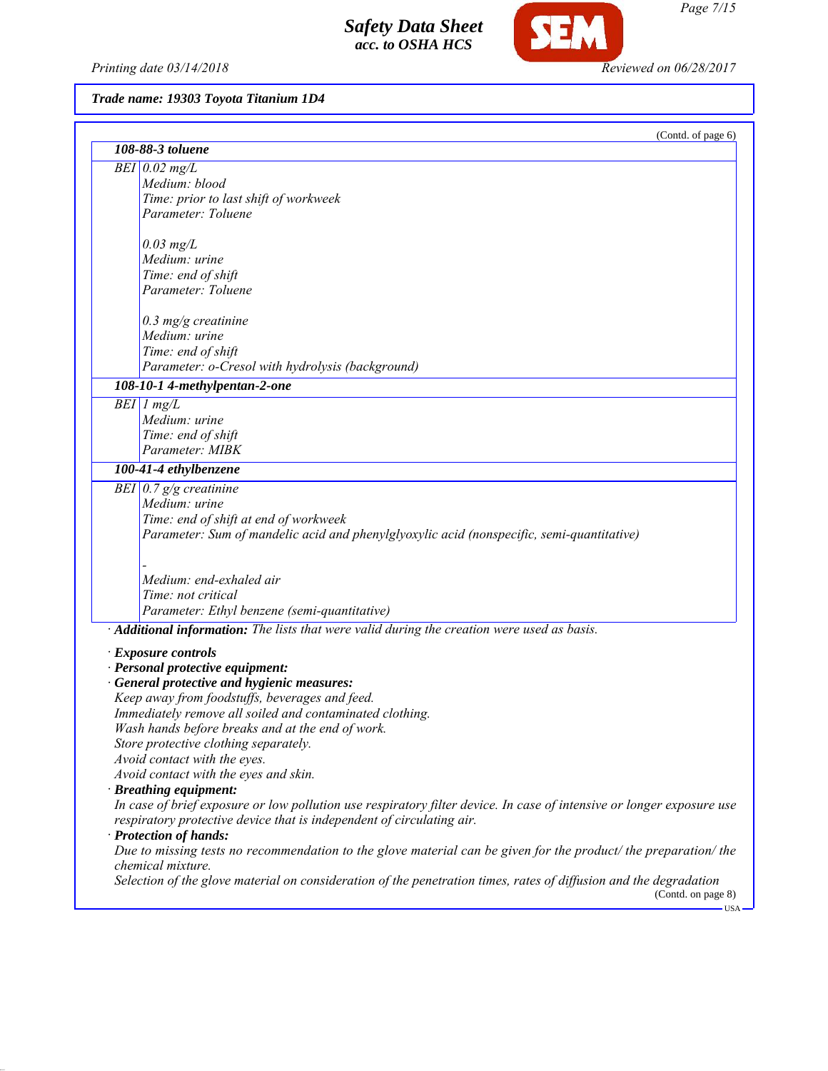*Trade name: 19303 Toyota Titanium 1D4*

(Contd. of page 6)

| | |
|---|---|
| **108-88-3 toluene** | |
| BEI | 0.02 mg/L<br>Medium: blood<br>Time: prior to last shift of workweek<br>Parameter: Toluene<br><br>0.03 mg/L<br>Medium: urine<br>Time: end of shift<br>Parameter: Toluene<br><br>0.3 mg/g creatinine<br>Medium: urine<br>Time: end of shift<br>Parameter: o-Cresol with hydrolysis (background) |
| **108-10-1 4-methylpentan-2-one** | |
| BEI | 1 mg/L<br>Medium: urine<br>Time: end of shift<br>Parameter: MIBK |
| **100-41-4 ethylbenzene** | |
| BEI | 0.7 g/g creatinine<br>Medium: urine<br>Time: end of shift at end of workweek<br>Parameter: Sum of mandelic acid and phenylglyoxylic acid (nonspecific, semi-quantitative)<br><br>-<br>Medium: end-exhaled air<br>Time: not critical<br>Parameter: Ethyl benzene (semi-quantitative) |

· **Additional information:** The lists that were valid during the creation were used as basis.

· **Exposure controls**
· **Personal protective equipment:**
· **General protective and hygienic measures:**
Keep away from foodstuffs, beverages and feed.
Immediately remove all soiled and contaminated clothing.
Wash hands before breaks and at the end of work.
Store protective clothing separately.
Avoid contact with the eyes.
Avoid contact with the eyes and skin.
· **Breathing equipment:**
In case of brief exposure or low pollution use respiratory filter device. In case of intensive or longer exposure use respiratory protective device that is independent of circulating air.
· **Protection of hands:**
Due to missing tests no recommendation to the glove material can be given for the product/ the preparation/ the chemical mixture.
Selection of the glove material on consideration of the penetration times, rates of diffusion and the degradation

(Contd. on page 8)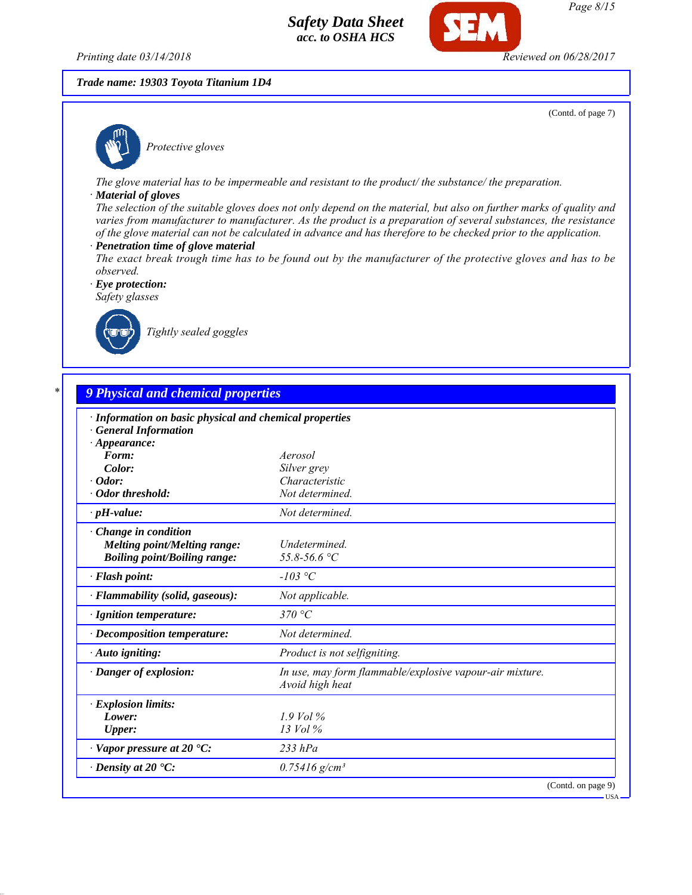Trade name: 19303 Toyota Titanium 1D4

(Contd. of page 7)

Protective gloves

The glove material has to be impermeable and resistant to the product/ the substance/ the preparation.

· **Material of gloves**
The selection of the suitable gloves does not only depend on the material, but also on further marks of quality and varies from manufacturer to manufacturer. As the product is a preparation of several substances, the resistance of the glove material can not be calculated in advance and has therefore to be checked prior to the application.

· **Penetration time of glove material**
The exact break trough time has to be found out by the manufacturer of the protective gloves and has to be observed.

· **Eye protection:**
Safety glasses

Tightly sealed goggles

## 9 Physical and chemical properties

· **Information on basic physical and chemical properties**
· **General Information**
· **Appearance:**

| Property | Value |
|---|---|
| **Form:** | Aerosol |
| **Color:** | Silver grey |
| · **Odor:** | Characteristic |
| · **Odor threshold:** | Not determined. |
| · **pH-value:** | Not determined. |
| · **Change in condition** | |
| **Melting point/Melting range:** | Undetermined. |
| **Boiling point/Boiling range:** | 55.8-56.6 °C |
| · **Flash point:** | -103 °C |
| · **Flammability (solid, gaseous):** | Not applicable. |
| · **Ignition temperature:** | 370 °C |
| · **Decomposition temperature:** | Not determined. |
| · **Auto igniting:** | Product is not selfigniting. |
| · **Danger of explosion:** | In use, may form flammable/explosive vapour-air mixture. Avoid high heat |
| · **Explosion limits:** | |
| **Lower:** | 1.9 Vol % |
| **Upper:** | 13 Vol % |
| · **Vapor pressure at 20 °C:** | 233 hPa |
| · **Density at 20 °C:** | 0.75416 g/cm³ |

(Contd. on page 9)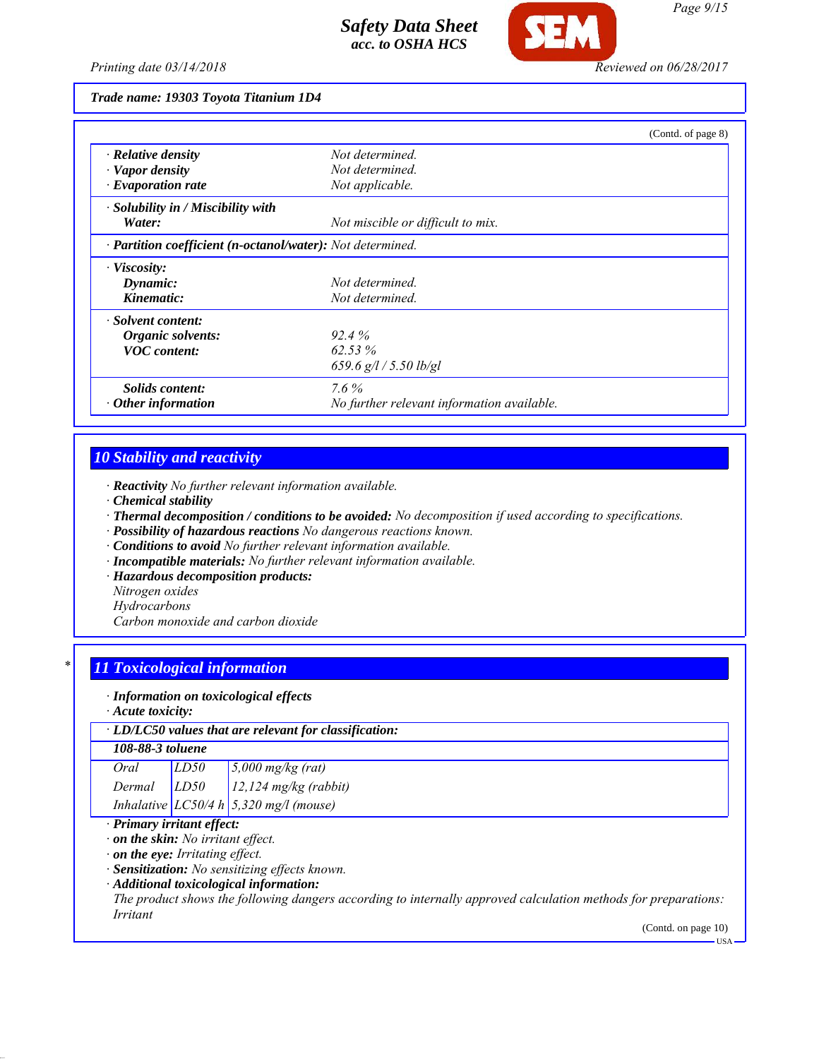Trade name: 19303 Toyota Titanium 1D4

(Contd. of page 8)

| | |
|---|---|
| · **Relative density** | *Not determined.* |
| · **Vapor density** | *Not determined.* |
| · **Evaporation rate** | *Not applicable.* |
| · **Solubility in / Miscibility with** | |
| **Water:** | *Not miscible or difficult to mix.* |
| · **Partition coefficient (n-octanol/water):** | *Not determined.* |
| · **Viscosity:** | |
| **Dynamic:** | *Not determined.* |
| **Kinematic:** | *Not determined.* |
| · **Solvent content:** | |
| **Organic solvents:** | *92.4 %* |
| **VOC content:** | *62.53 %* |
| | *659.6 g/l / 5.50 lb/gl* |
| **Solids content:** | *7.6 %* |
| · **Other information** | *No further relevant information available.* |

## 10 Stability and reactivity

· **Reactivity** *No further relevant information available.*
· **Chemical stability**
· **Thermal decomposition / conditions to be avoided:** *No decomposition if used according to specifications.*
· **Possibility of hazardous reactions** *No dangerous reactions known.*
· **Conditions to avoid** *No further relevant information available.*
· **Incompatible materials:** *No further relevant information available.*
· **Hazardous decomposition products:**
*Nitrogen oxides*
*Hydrocarbons*
*Carbon monoxide and carbon dioxide*

## * 11 Toxicological information

· **Information on toxicological effects**
· **Acute toxicity:**

| · LD/LC50 values that are relevant for classification: | | |
|---|---|---|
| **108-88-3 toluene** | | |
| *Oral* | *LD50* | *5,000 mg/kg (rat)* |
| *Dermal* | *LD50* | *12,124 mg/kg (rabbit)* |
| *Inhalative* | *LC50/4 h* | *5,320 mg/l (mouse)* |

· **Primary irritant effect:**
· **on the skin:** *No irritant effect.*
· **on the eye:** *Irritating effect.*
· **Sensitization:** *No sensitizing effects known.*
· **Additional toxicological information:**
*The product shows the following dangers according to internally approved calculation methods for preparations:*
*Irritant*

(Contd. on page 10)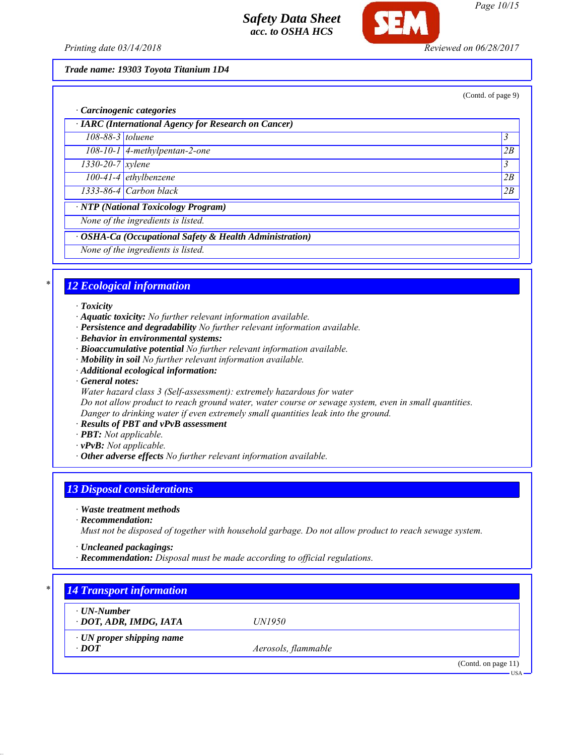**Trade name: 19303 Toyota Titanium 1D4**

(Contd. of page 9)

· **Carcinogenic categories**

| · IARC (International Agency for Research on Cancer) | | |
|---|---|---|
| 108-88-3 | toluene | 3 |
| 108-10-1 | 4-methylpentan-2-one | 2B |
| 1330-20-7 | xylene | 3 |
| 100-41-4 | ethylbenzene | 2B |
| 1333-86-4 | Carbon black | 2B |

· **NTP (National Toxicology Program)**

None of the ingredients is listed.

· **OSHA-Ca (Occupational Safety & Health Administration)**

None of the ingredients is listed.

## 12 Ecological information

· **Toxicity**
· **Aquatic toxicity:** No further relevant information available.
· **Persistence and degradability** No further relevant information available.
· **Behavior in environmental systems:**
· **Bioaccumulative potential** No further relevant information available.
· **Mobility in soil** No further relevant information available.
· **Additional ecological information:**
· **General notes:**
Water hazard class 3 (Self-assessment): extremely hazardous for water
Do not allow product to reach ground water, water course or sewage system, even in small quantities.
Danger to drinking water if even extremely small quantities leak into the ground.
· **Results of PBT and vPvB assessment**
· **PBT:** Not applicable.
· **vPvB:** Not applicable.
· **Other adverse effects** No further relevant information available.

## 13 Disposal considerations

· **Waste treatment methods**
· **Recommendation:**
Must not be disposed of together with household garbage. Do not allow product to reach sewage system.

· **Uncleaned packagings:**
· **Recommendation:** Disposal must be made according to official regulations.

## 14 Transport information

| | |
|---|---|
| · **UN-Number** | |
| · **DOT, ADR, IMDG, IATA** | UN1950 |
| · **UN proper shipping name** | |
| · **DOT** | Aerosols, flammable |

(Contd. on page 11)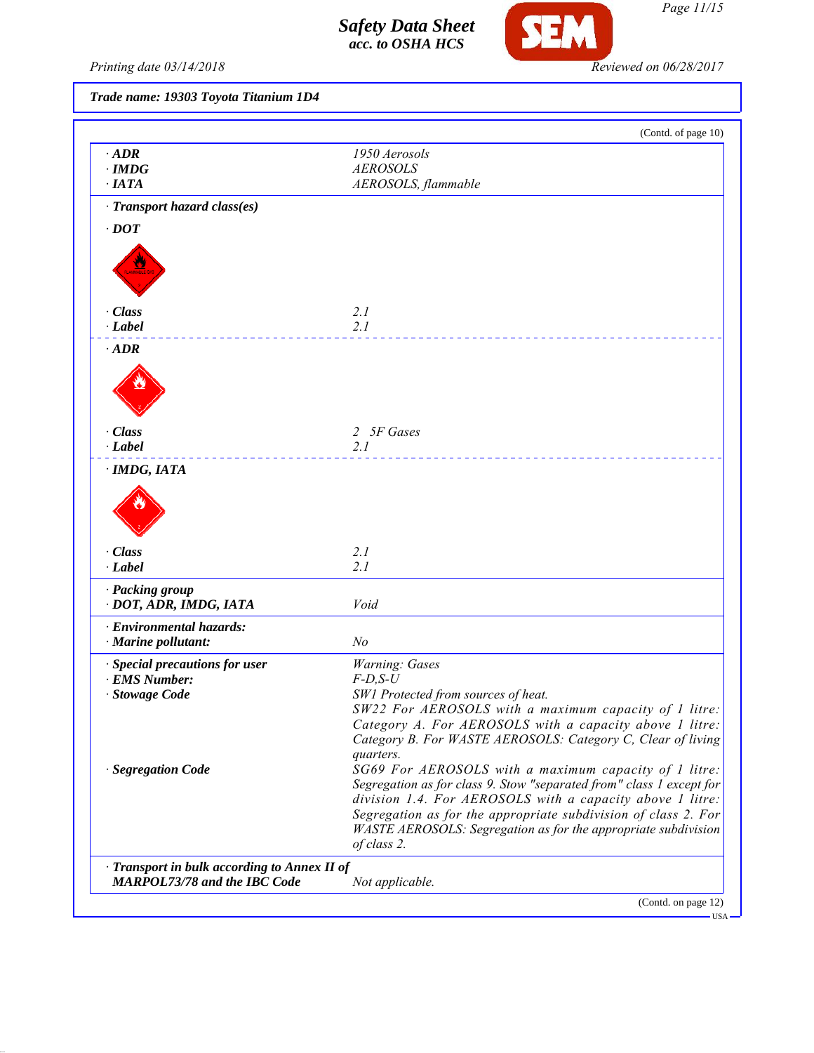Trade name: 19303 Toyota Titanium 1D4

(Contd. of page 10)

| | |
|---|---|
| · **ADR** | 1950 Aerosols |
| · **IMDG** | AEROSOLS |
| · **IATA** | AEROSOLS, flammable |

· **Transport hazard class(es)**

· **DOT**

| | |
|---|---|
| · **Class** | 2.1 |
| · **Label** | 2.1 |

· **ADR**

| | |
|---|---|
| · **Class** | 2 5F Gases |
| · **Label** | 2.1 |

· **IMDG, IATA**

| | |
|---|---|
| · **Class** | 2.1 |
| · **Label** | 2.1 |

· **Packing group**

| | |
|---|---|
| · **DOT, ADR, IMDG, IATA** | Void |

· **Environmental hazards:**

| | |
|---|---|
| · **Marine pollutant:** | No |

| | |
|---|---|
| · **Special precautions for user** | Warning: Gases |
| · **EMS Number:** | F-D,S-U |
| · **Stowage Code** | SW1 Protected from sources of heat. SW22 For AEROSOLS with a maximum capacity of 1 litre: Category A. For AEROSOLS with a capacity above 1 litre: Category B. For WASTE AEROSOLS: Category C, Clear of living quarters. |
| · **Segregation Code** | SG69 For AEROSOLS with a maximum capacity of 1 litre: Segregation as for class 9. Stow "separated from" class 1 except for division 1.4. For AEROSOLS with a capacity above 1 litre: Segregation as for the appropriate subdivision of class 2. For WASTE AEROSOLS: Segregation as for the appropriate subdivision of class 2. |

| | |
|---|---|
| · **Transport in bulk according to Annex II of MARPOL73/78 and the IBC Code** | Not applicable. |

(Contd. on page 12)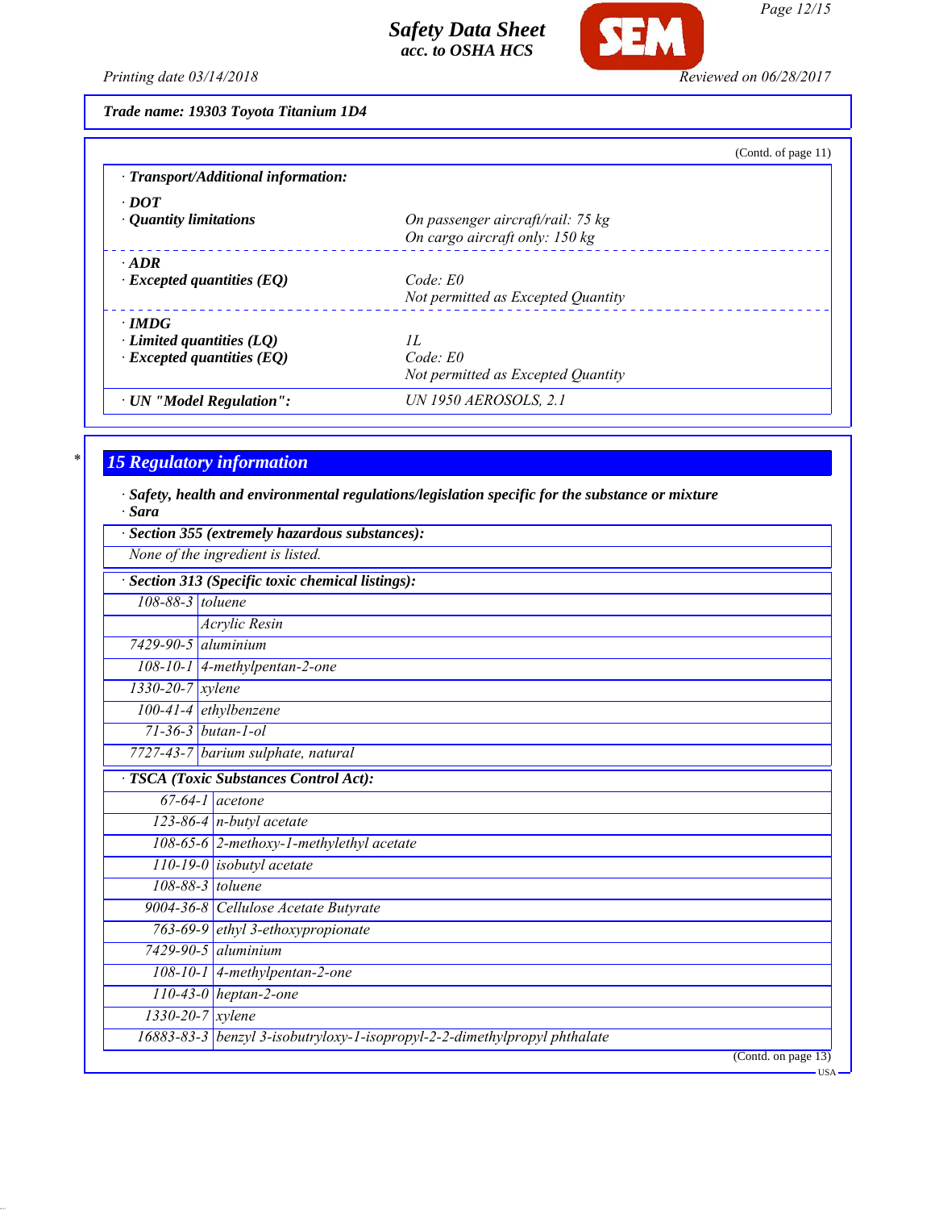**Trade name: 19303 Toyota Titanium 1D4**

(Contd. of page 11)

**· Transport/Additional information:**

| | |
|---|---|
| **· DOT** | |
| **· Quantity limitations** | On passenger aircraft/rail: 75 kg<br>On cargo aircraft only: 150 kg |
| **· ADR** | |
| **· Excepted quantities (EQ)** | Code: E0<br>Not permitted as Excepted Quantity |
| **· IMDG** | |
| **· Limited quantities (LQ)** | 1L |
| **· Excepted quantities (EQ)** | Code: E0<br>Not permitted as Excepted Quantity |
| **· UN "Model Regulation":** | UN 1950 AEROSOLS, 2.1 |

## 15 Regulatory information

**· Safety, health and environmental regulations/legislation specific for the substance or mixture**
**· Sara**

**· Section 355 (extremely hazardous substances):**

None of the ingredient is listed.

**· Section 313 (Specific toxic chemical listings):**

| | |
|---|---|
| 108-88-3 | toluene |
| | Acrylic Resin |
| 7429-90-5 | aluminium |
| 108-10-1 | 4-methylpentan-2-one |
| 1330-20-7 | xylene |
| 100-41-4 | ethylbenzene |
| 71-36-3 | butan-1-ol |
| 7727-43-7 | barium sulphate, natural |

**· TSCA (Toxic Substances Control Act):**

| | |
|---|---|
| 67-64-1 | acetone |
| 123-86-4 | n-butyl acetate |
| 108-65-6 | 2-methoxy-1-methylethyl acetate |
| 110-19-0 | isobutyl acetate |
| 108-88-3 | toluene |
| 9004-36-8 | Cellulose Acetate Butyrate |
| 763-69-9 | ethyl 3-ethoxypropionate |
| 7429-90-5 | aluminium |
| 108-10-1 | 4-methylpentan-2-one |
| 110-43-0 | heptan-2-one |
| 1330-20-7 | xylene |
| 16883-83-3 | benzyl 3-isobutryloxy-1-isopropyl-2-2-dimethylpropyl phthalate |

(Contd. on page 13)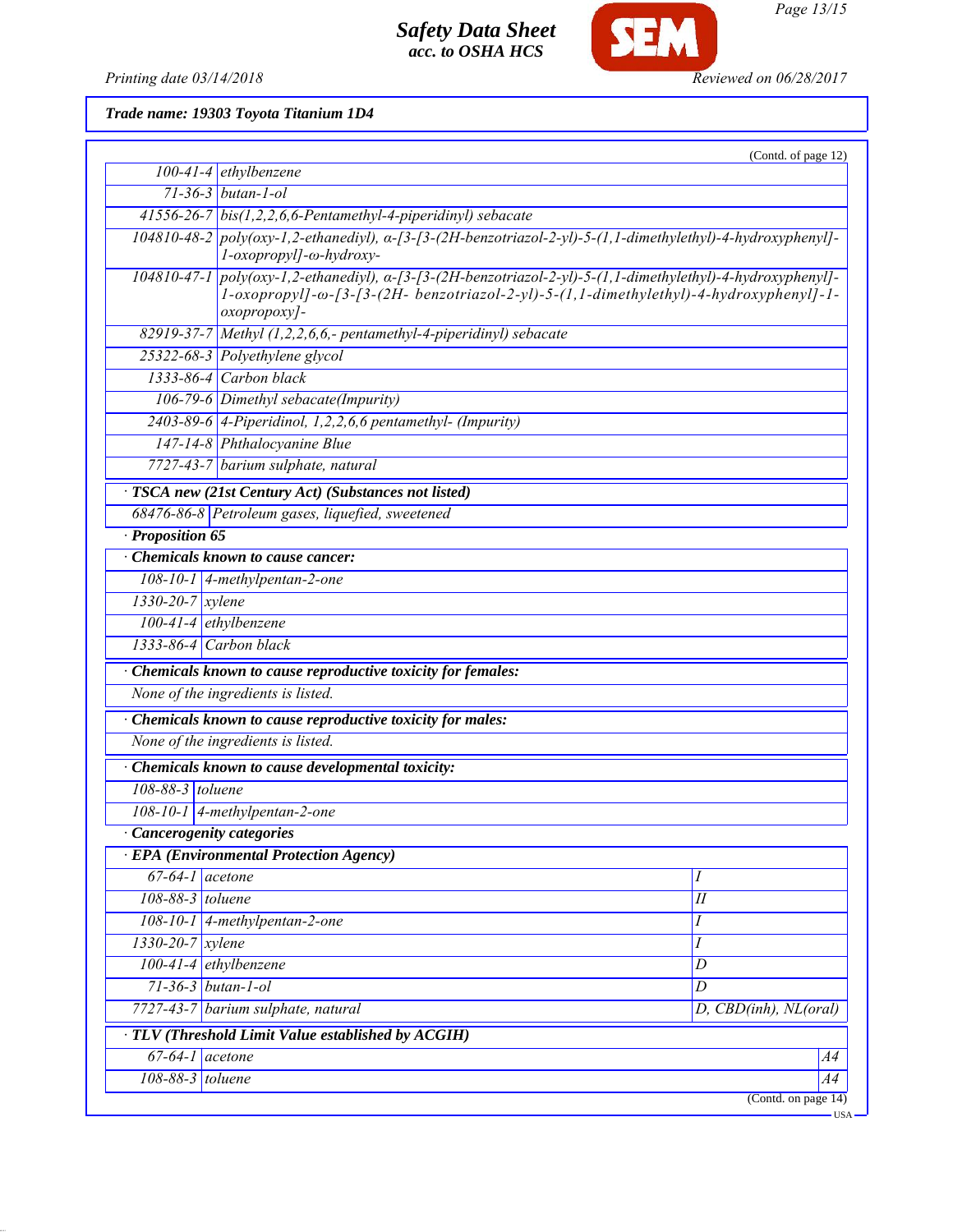Trade name: 19303 Toyota Titanium 1D4

(Contd. of page 12)

| | |
|---|---|
| 100-41-4 | ethylbenzene |
| 71-36-3 | butan-1-ol |
| 41556-26-7 | bis(1,2,2,6,6-Pentamethyl-4-piperidinyl) sebacate |
| 104810-48-2 | poly(oxy-1,2-ethanediyl), α-[3-[3-(2H-benzotriazol-2-yl)-5-(1,1-dimethylethyl)-4-hydroxyphenyl]-1-oxopropyl]-ω-hydroxy- |
| 104810-47-1 | poly(oxy-1,2-ethanediyl), α-[3-[3-(2H-benzotriazol-2-yl)-5-(1,1-dimethylethyl)-4-hydroxyphenyl]-1-oxopropyl]-ω-[3-[3-(2H- benzotriazol-2-yl)-5-(1,1-dimethylethyl)-4-hydroxyphenyl]-1-oxopropoxy]- |
| 82919-37-7 | Methyl (1,2,2,6,6,- pentamethyl-4-piperidinyl) sebacate |
| 25322-68-3 | Polyethylene glycol |
| 1333-86-4 | Carbon black |
| 106-79-6 | Dimethyl sebacate(Impurity) |
| 2403-89-6 | 4-Piperidinol, 1,2,2,6,6 pentamethyl- (Impurity) |
| 147-14-8 | Phthalocyanine Blue |
| 7727-43-7 | barium sulphate, natural |

· **TSCA new (21st Century Act) (Substances not listed)**

| | |
|---|---|
| 68476-86-8 | Petroleum gases, liquefied, sweetened |

· **Proposition 65**

· **Chemicals known to cause cancer:**

| | |
|---|---|
| 108-10-1 | 4-methylpentan-2-one |
| 1330-20-7 | xylene |
| 100-41-4 | ethylbenzene |
| 1333-86-4 | Carbon black |

· **Chemicals known to cause reproductive toxicity for females:**

None of the ingredients is listed.

· **Chemicals known to cause reproductive toxicity for males:**

None of the ingredients is listed.

· **Chemicals known to cause developmental toxicity:**

| | |
|---|---|
| 108-88-3 | toluene |
| 108-10-1 | 4-methylpentan-2-one |

· **Cancerogenity categories**

· **EPA (Environmental Protection Agency)**

| | | |
|---|---|---|
| 67-64-1 | acetone | I |
| 108-88-3 | toluene | II |
| 108-10-1 | 4-methylpentan-2-one | I |
| 1330-20-7 | xylene | I |
| 100-41-4 | ethylbenzene | D |
| 71-36-3 | butan-1-ol | D |
| 7727-43-7 | barium sulphate, natural | D, CBD(inh), NL(oral) |

· **TLV (Threshold Limit Value established by ACGIH)**

| | | |
|---|---|---|
| 67-64-1 | acetone | A4 |
| 108-88-3 | toluene | A4 |

(Contd. on page 14)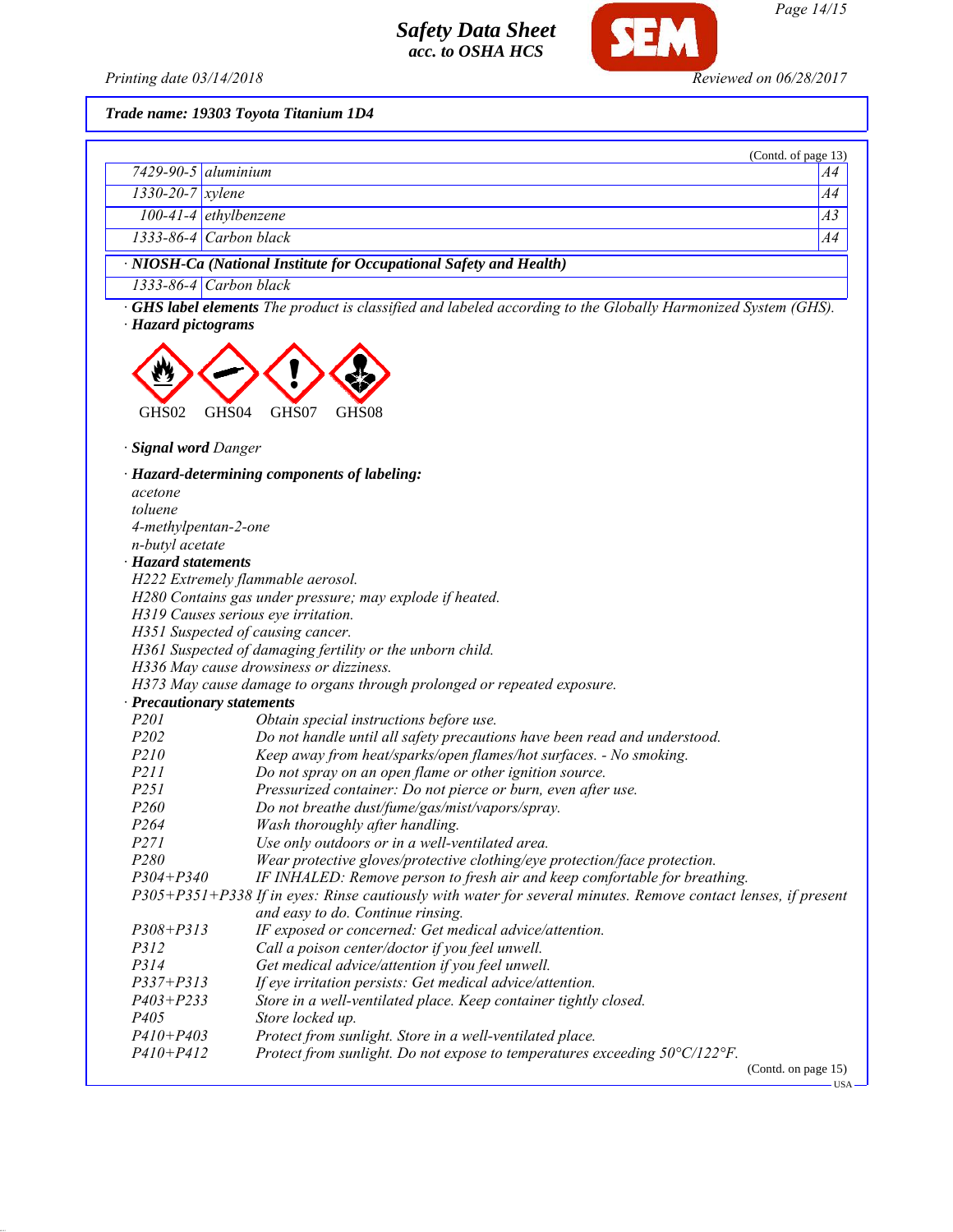*Trade name: 19303 Toyota Titanium 1D4*

(Contd. of page 13)

| | | |
|---|---|---|
| 7429-90-5 | aluminium | A4 |
| 1330-20-7 | xylene | A4 |
| 100-41-4 | ethylbenzene | A3 |
| 1333-86-4 | Carbon black | A4 |

· **NIOSH-Ca (National Institute for Occupational Safety and Health)**

| | |
|---|---|
| 1333-86-4 | Carbon black |

· **GHS label elements** *The product is classified and labeled according to the Globally Harmonized System (GHS).*

· **Hazard pictograms**

GHS02 GHS04 GHS07 GHS08

· **Signal word** *Danger*

· **Hazard-determining components of labeling:**

acetone
toluene
4-methylpentan-2-one
n-butyl acetate

· **Hazard statements**

H222 Extremely flammable aerosol.
H280 Contains gas under pressure; may explode if heated.
H319 Causes serious eye irritation.
H351 Suspected of causing cancer.
H361 Suspected of damaging fertility or the unborn child.
H336 May cause drowsiness or dizziness.
H373 May cause damage to organs through prolonged or repeated exposure.

· **Precautionary statements**

| | |
|---|---|
| P201 | Obtain special instructions before use. |
| P202 | Do not handle until all safety precautions have been read and understood. |
| P210 | Keep away from heat/sparks/open flames/hot surfaces. - No smoking. |
| P211 | Do not spray on an open flame or other ignition source. |
| P251 | Pressurized container: Do not pierce or burn, even after use. |
| P260 | Do not breathe dust/fume/gas/mist/vapors/spray. |
| P264 | Wash thoroughly after handling. |
| P271 | Use only outdoors or in a well-ventilated area. |
| P280 | Wear protective gloves/protective clothing/eye protection/face protection. |
| P304+P340 | IF INHALED: Remove person to fresh air and keep comfortable for breathing. |
| P305+P351+P338 | If in eyes: Rinse cautiously with water for several minutes. Remove contact lenses, if present and easy to do. Continue rinsing. |
| P308+P313 | IF exposed or concerned: Get medical advice/attention. |
| P312 | Call a poison center/doctor if you feel unwell. |
| P314 | Get medical advice/attention if you feel unwell. |
| P337+P313 | If eye irritation persists: Get medical advice/attention. |
| P403+P233 | Store in a well-ventilated place. Keep container tightly closed. |
| P405 | Store locked up. |
| P410+P403 | Protect from sunlight. Store in a well-ventilated place. |
| P410+P412 | Protect from sunlight. Do not expose to temperatures exceeding 50°C/122°F. |

(Contd. on page 15)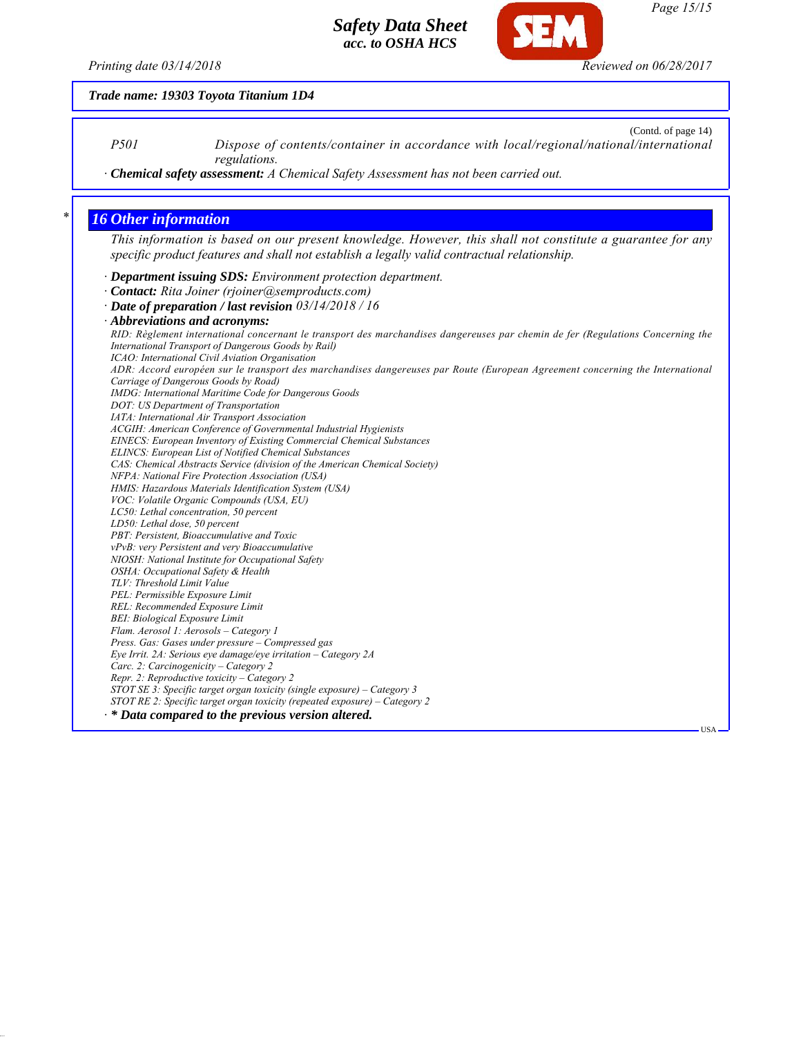Trade name: 19303 Toyota Titanium 1D4

(Contd. of page 14)

P501 Dispose of contents/container in accordance with local/regional/national/international regulations.

· **Chemical safety assessment:** A Chemical Safety Assessment has not been carried out.

## * 16 Other information

This information is based on our present knowledge. However, this shall not constitute a guarantee for any specific product features and shall not establish a legally valid contractual relationship.

· **Department issuing SDS:** Environment protection department.
· **Contact:** Rita Joiner (rjoiner@semproducts.com)
· **Date of preparation / last revision** 03/14/2018 / 16
· **Abbreviations and acronyms:**

RID: Règlement international concernant le transport des marchandises dangereuses par chemin de fer (Regulations Concerning the International Transport of Dangerous Goods by Rail)
ICAO: International Civil Aviation Organisation
ADR: Accord européen sur le transport des marchandises dangereuses par Route (European Agreement concerning the International Carriage of Dangerous Goods by Road)
IMDG: International Maritime Code for Dangerous Goods
DOT: US Department of Transportation
IATA: International Air Transport Association
ACGIH: American Conference of Governmental Industrial Hygienists
EINECS: European Inventory of Existing Commercial Chemical Substances
ELINCS: European List of Notified Chemical Substances
CAS: Chemical Abstracts Service (division of the American Chemical Society)
NFPA: National Fire Protection Association (USA)
HMIS: Hazardous Materials Identification System (USA)
VOC: Volatile Organic Compounds (USA, EU)
LC50: Lethal concentration, 50 percent
LD50: Lethal dose, 50 percent
PBT: Persistent, Bioaccumulative and Toxic
vPvB: very Persistent and very Bioaccumulative
NIOSH: National Institute for Occupational Safety
OSHA: Occupational Safety & Health
TLV: Threshold Limit Value
PEL: Permissible Exposure Limit
REL: Recommended Exposure Limit
BEI: Biological Exposure Limit
Flam. Aerosol 1: Aerosols – Category 1
Press. Gas: Gases under pressure – Compressed gas
Eye Irrit. 2A: Serious eye damage/eye irritation – Category 2A
Carc. 2: Carcinogenicity – Category 2
Repr. 2: Reproductive toxicity – Category 2
STOT SE 3: Specific target organ toxicity (single exposure) – Category 3
STOT RE 2: Specific target organ toxicity (repeated exposure) – Category 2

· **\* Data compared to the previous version altered.**

USA